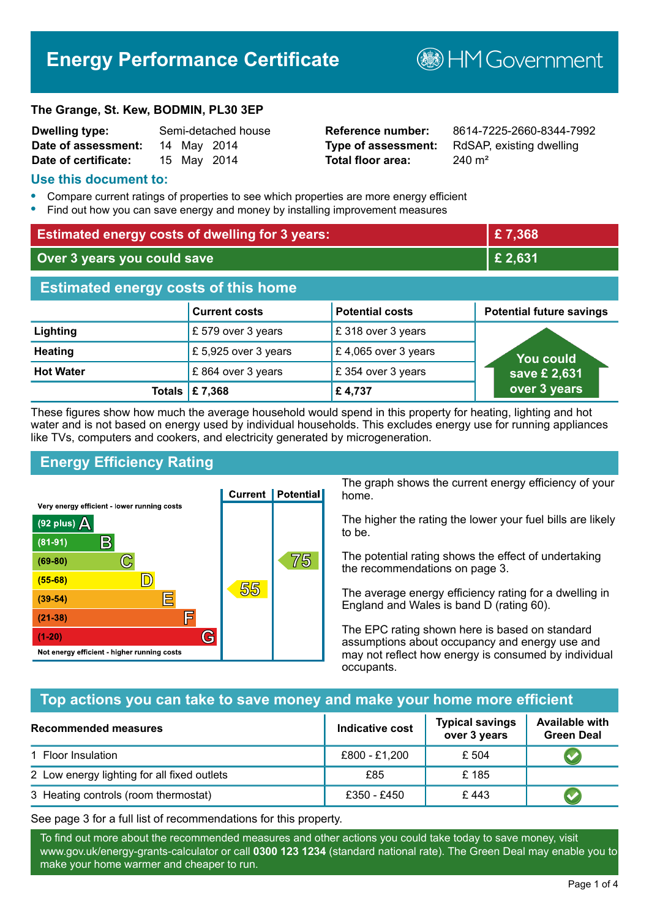# Energy Performance Certificate

HM Government

**The Grange, St. Kew, BODMIN, PL30 3EP**

| | | | |
|---|---|---|---|
| **Dwelling type:** | Semi-detached house | **Reference number:** | 8614-7225-2660-8344-7992 |
| **Date of assessment:** | 14 May 2014 | **Type of assessment:** | RdSAP, existing dwelling |
| **Date of certificate:** | 15 May 2014 | **Total floor area:** | 240 m² |

## Use this document to:

- Compare current ratings of properties to see which properties are more energy efficient
- Find out how you can save energy and money by installing improvement measures

| | |
|---|---|
| **Estimated energy costs of dwelling for 3 years:** | **£ 7,368** |
| **Over 3 years you could save** | **£ 2,631** |

## Estimated energy costs of this home

| | Current costs | Potential costs | Potential future savings |
|---|---|---|---|
| **Lighting** | £ 579 over 3 years | £ 318 over 3 years | You could save £ 2,631 over 3 years |
| **Heating** | £ 5,925 over 3 years | £ 4,065 over 3 years | |
| **Hot Water** | £ 864 over 3 years | £ 354 over 3 years | |
| **Totals** | **£ 7,368** | **£ 4,737** | |

These figures show how much the average household would spend in this property for heating, lighting and hot water and is not based on energy used by individual households. This excludes energy use for running appliances like TVs, computers and cookers, and electricity generated by microgeneration.

## Energy Efficiency Rating

| Rating band | Current | Potential |
|---|---|---|
| Very energy efficient - lower running costs | | |
| (92 plus) A | | |
| (81-91) B | | |
| (69-80) C | | 75 |
| (55-68) D | 55 | |
| (39-54) E | | |
| (21-38) F | | |
| (1-20) G | | |
| Not energy efficient - higher running costs | | |

The graph shows the current energy efficiency of your home.

The higher the rating the lower your fuel bills are likely to be.

The potential rating shows the effect of undertaking the recommendations on page 3.

The average energy efficiency rating for a dwelling in England and Wales is band D (rating 60).

The EPC rating shown here is based on standard assumptions about occupancy and energy use and may not reflect how energy is consumed by individual occupants.

## Top actions you can take to save money and make your home more efficient

| Recommended measures | Indicative cost | Typical savings over 3 years | Available with Green Deal |
|---|---|---|---|
| 1 Floor Insulation | £800 - £1,200 | £ 504 | ✔ |
| 2 Low energy lighting for all fixed outlets | £85 | £ 185 | |
| 3 Heating controls (room thermostat) | £350 - £450 | £ 443 | ✔ |

See page 3 for a full list of recommendations for this property.

To find out more about the recommended measures and other actions you could take today to save money, visit www.gov.uk/energy-grants-calculator or call **0300 123 1234** (standard national rate). The Green Deal may enable you to make your home warmer and cheaper to run.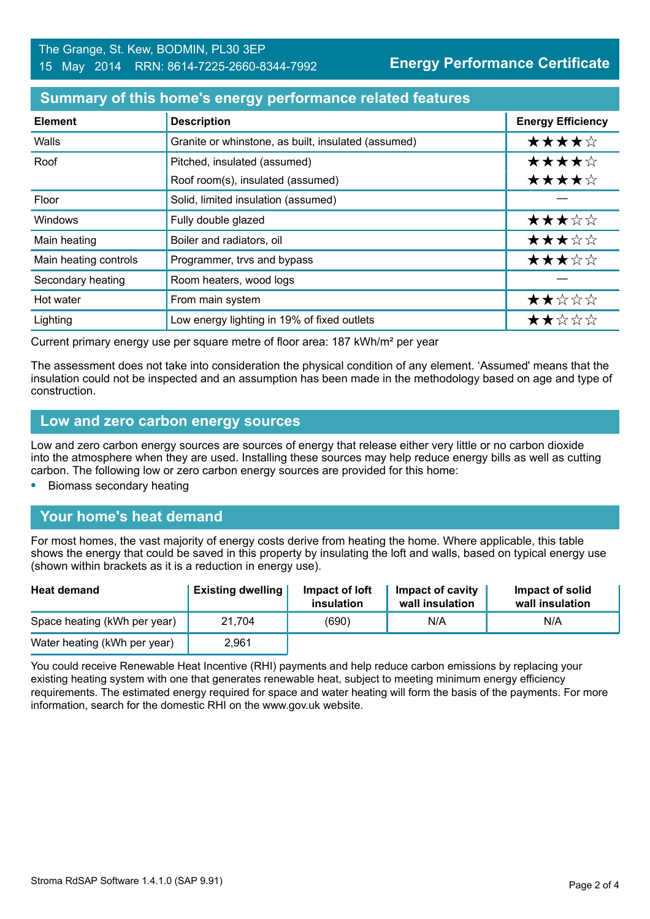The Grange, St. Kew, BODMIN, PL30 3EP
15 May 2014 RRN: 8614-7225-2660-8344-7992

**Energy Performance Certificate**

## Summary of this home's energy performance related features

| Element | Description | Energy Efficiency |
|---|---|---|
| Walls | Granite or whinstone, as built, insulated (assumed) | ★★★★☆ |
| Roof | Pitched, insulated (assumed) | ★★★★☆ |
| | Roof room(s), insulated (assumed) | ★★★★☆ |
| Floor | Solid, limited insulation (assumed) | — |
| Windows | Fully double glazed | ★★★☆☆ |
| Main heating | Boiler and radiators, oil | ★★★☆☆ |
| Main heating controls | Programmer, trvs and bypass | ★★★☆☆ |
| Secondary heating | Room heaters, wood logs | — |
| Hot water | From main system | ★★☆☆☆ |
| Lighting | Low energy lighting in 19% of fixed outlets | ★★☆☆☆ |

Current primary energy use per square metre of floor area: 187 kWh/m² per year

The assessment does not take into consideration the physical condition of any element. 'Assumed' means that the insulation could not be inspected and an assumption has been made in the methodology based on age and type of construction.

## Low and zero carbon energy sources

Low and zero carbon energy sources are sources of energy that release either very little or no carbon dioxide into the atmosphere when they are used. Installing these sources may help reduce energy bills as well as cutting carbon. The following low or zero carbon energy sources are provided for this home:

- Biomass secondary heating

## Your home's heat demand

For most homes, the vast majority of energy costs derive from heating the home. Where applicable, this table shows the energy that could be saved in this property by insulating the loft and walls, based on typical energy use (shown within brackets as it is a reduction in energy use).

| Heat demand | Existing dwelling | Impact of loft insulation | Impact of cavity wall insulation | Impact of solid wall insulation |
|---|---|---|---|---|
| Space heating (kWh per year) | 21,704 | (690) | N/A | N/A |
| Water heating (kWh per year) | 2,961 | | | |

You could receive Renewable Heat Incentive (RHI) payments and help reduce carbon emissions by replacing your existing heating system with one that generates renewable heat, subject to meeting minimum energy efficiency requirements. The estimated energy required for space and water heating will form the basis of the payments. For more information, search for the domestic RHI on the www.gov.uk website.

Stroma RdSAP Software 1.4.1.0 (SAP 9.91)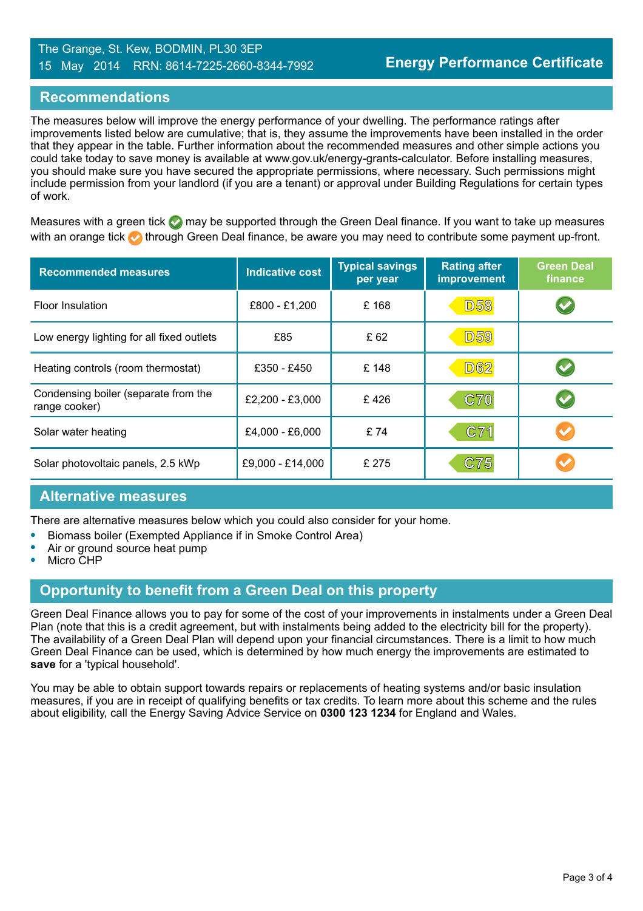The Grange, St. Kew, BODMIN, PL30 3EP
15 May 2014 RRN: 8614-7225-2660-8344-7992

**Energy Performance Certificate**

## Recommendations

The measures below will improve the energy performance of your dwelling. The performance ratings after improvements listed below are cumulative; that is, they assume the improvements have been installed in the order that they appear in the table. Further information about the recommended measures and other simple actions you could take today to save money is available at www.gov.uk/energy-grants-calculator. Before installing measures, you should make sure you have secured the appropriate permissions, where necessary. Such permissions might include permission from your landlord (if you are a tenant) or approval under Building Regulations for certain types of work.

Measures with a green tick ✔ may be supported through the Green Deal finance. If you want to take up measures with an orange tick ✔ through Green Deal finance, be aware you may need to contribute some payment up-front.

| Recommended measures | Indicative cost | Typical savings per year | Rating after improvement | Green Deal finance |
|---|---|---|---|---|
| Floor Insulation | £800 - £1,200 | £ 168 | D58 | ✔ (green) |
| Low energy lighting for all fixed outlets | £85 | £ 62 | D59 | |
| Heating controls (room thermostat) | £350 - £450 | £ 148 | D62 | ✔ (green) |
| Condensing boiler (separate from the range cooker) | £2,200 - £3,000 | £ 426 | C70 | ✔ (green) |
| Solar water heating | £4,000 - £6,000 | £ 74 | C71 | ✔ (orange) |
| Solar photovoltaic panels, 2.5 kWp | £9,000 - £14,000 | £ 275 | C75 | ✔ (orange) |

## Alternative measures

There are alternative measures below which you could also consider for your home.

- Biomass boiler (Exempted Appliance if in Smoke Control Area)
- Air or ground source heat pump
- Micro CHP

## Opportunity to benefit from a Green Deal on this property

Green Deal Finance allows you to pay for some of the cost of your improvements in instalments under a Green Deal Plan (note that this is a credit agreement, but with instalments being added to the electricity bill for the property). The availability of a Green Deal Plan will depend upon your financial circumstances. There is a limit to how much Green Deal Finance can be used, which is determined by how much energy the improvements are estimated to **save** for a 'typical household'.

You may be able to obtain support towards repairs or replacements of heating systems and/or basic insulation measures, if you are in receipt of qualifying benefits or tax credits. To learn more about this scheme and the rules about eligibility, call the Energy Saving Advice Service on **0300 123 1234** for England and Wales.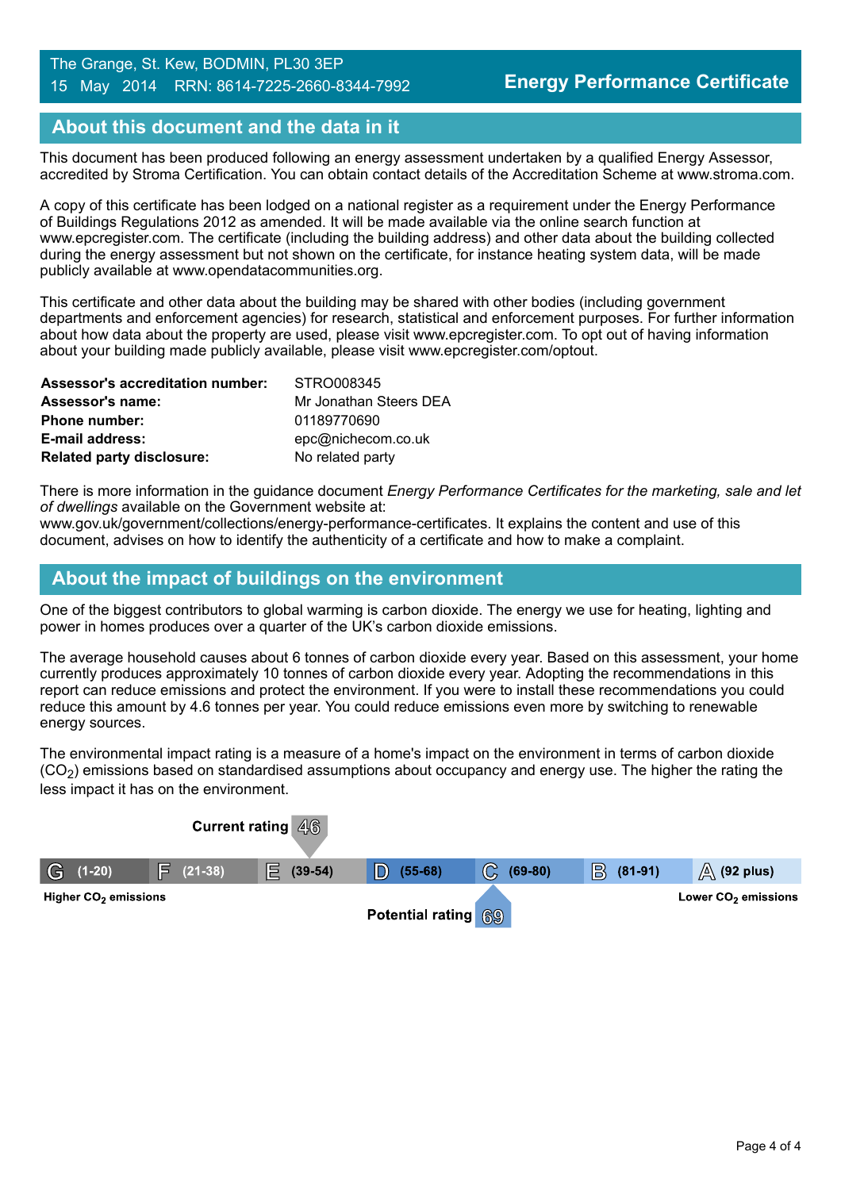The Grange, St. Kew, BODMIN, PL30 3EP
15 May 2014 RRN: 8614-7225-2660-8344-7992

**Energy Performance Certificate**

## About this document and the data in it

This document has been produced following an energy assessment undertaken by a qualified Energy Assessor, accredited by Stroma Certification. You can obtain contact details of the Accreditation Scheme at www.stroma.com.

A copy of this certificate has been lodged on a national register as a requirement under the Energy Performance of Buildings Regulations 2012 as amended. It will be made available via the online search function at www.epcregister.com. The certificate (including the building address) and other data about the building collected during the energy assessment but not shown on the certificate, for instance heating system data, will be made publicly available at www.opendatacommunities.org.

This certificate and other data about the building may be shared with other bodies (including government departments and enforcement agencies) for research, statistical and enforcement purposes. For further information about how data about the property are used, please visit www.epcregister.com. To opt out of having information about your building made publicly available, please visit www.epcregister.com/optout.

| | |
|---|---|
| **Assessor's accreditation number:** | STRO008345 |
| **Assessor's name:** | Mr Jonathan Steers DEA |
| **Phone number:** | 01189770690 |
| **E-mail address:** | epc@nichecom.co.uk |
| **Related party disclosure:** | No related party |

There is more information in the guidance document *Energy Performance Certificates for the marketing, sale and let of dwellings* available on the Government website at:
www.gov.uk/government/collections/energy-performance-certificates. It explains the content and use of this document, advises on how to identify the authenticity of a certificate and how to make a complaint.

## About the impact of buildings on the environment

One of the biggest contributors to global warming is carbon dioxide. The energy we use for heating, lighting and power in homes produces over a quarter of the UK's carbon dioxide emissions.

The average household causes about 6 tonnes of carbon dioxide every year. Based on this assessment, your home currently produces approximately 10 tonnes of carbon dioxide every year. Adopting the recommendations in this report can reduce emissions and protect the environment. If you were to install these recommendations you could reduce this amount by 4.6 tonnes per year. You could reduce emissions even more by switching to renewable energy sources.

The environmental impact rating is a measure of a home's impact on the environment in terms of carbon dioxide ($CO_2$) emissions based on standardised assumptions about occupancy and energy use. The higher the rating the less impact it has on the environment.

Current rating 46

G (1-20) F (21-38) E (39-54) D (55-68) C (69-80) B (81-91) A (92 plus)

Higher $CO_2$ emissions

Lower $CO_2$ emissions

Potential rating 69